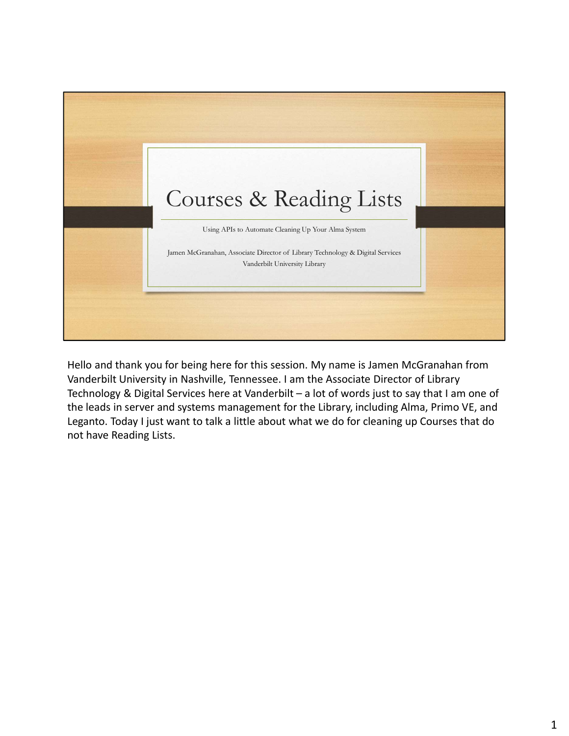# Courses & Reading Lists

Using APIs to Automate Cleaning Up Your Alma System

Jamen McGranahan, Associate Director of Library Technology & Digital Services
Vanderbilt University Library

Hello and thank you for being here for this session. My name is Jamen McGranahan from Vanderbilt University in Nashville, Tennessee. I am the Associate Director of Library Technology & Digital Services here at Vanderbilt – a lot of words just to say that I am one of the leads in server and systems management for the Library, including Alma, Primo VE, and Leganto. Today I just want to talk a little about what we do for cleaning up Courses that do not have Reading Lists.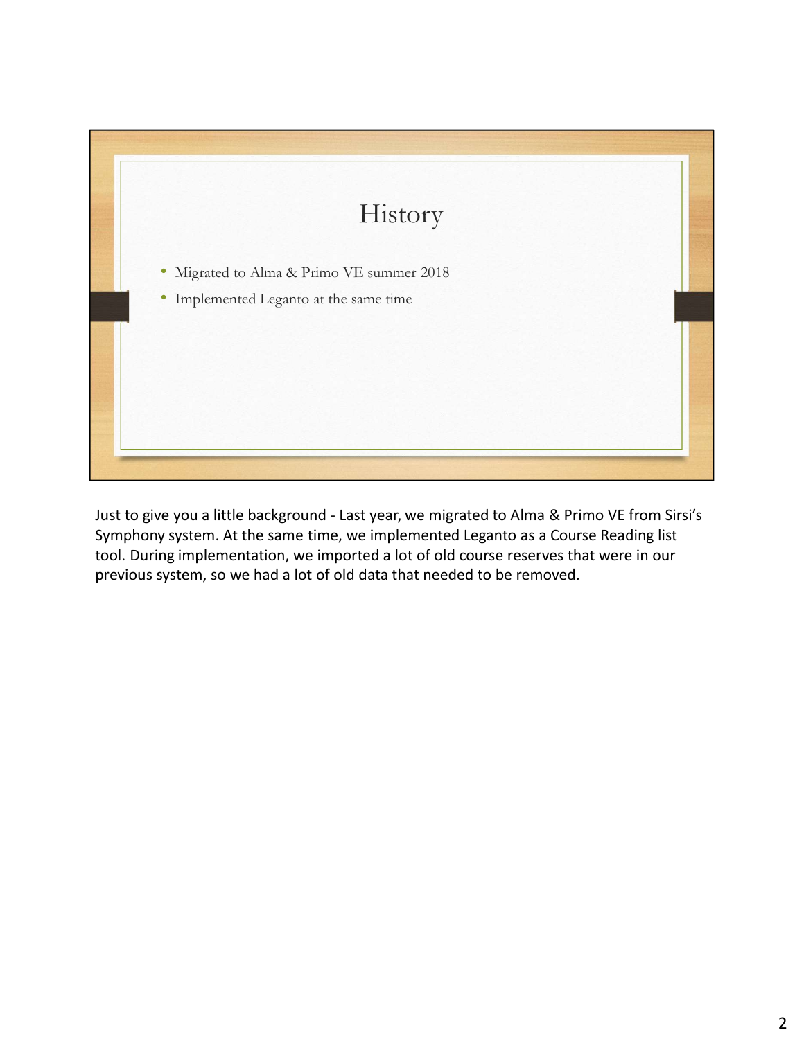# History

- Migrated to Alma & Primo VE summer 2018
- Implemented Leganto at the same time

Just to give you a little background - Last year, we migrated to Alma & Primo VE from Sirsi's Symphony system. At the same time, we implemented Leganto as a Course Reading list tool. During implementation, we imported a lot of old course reserves that were in our previous system, so we had a lot of old data that needed to be removed.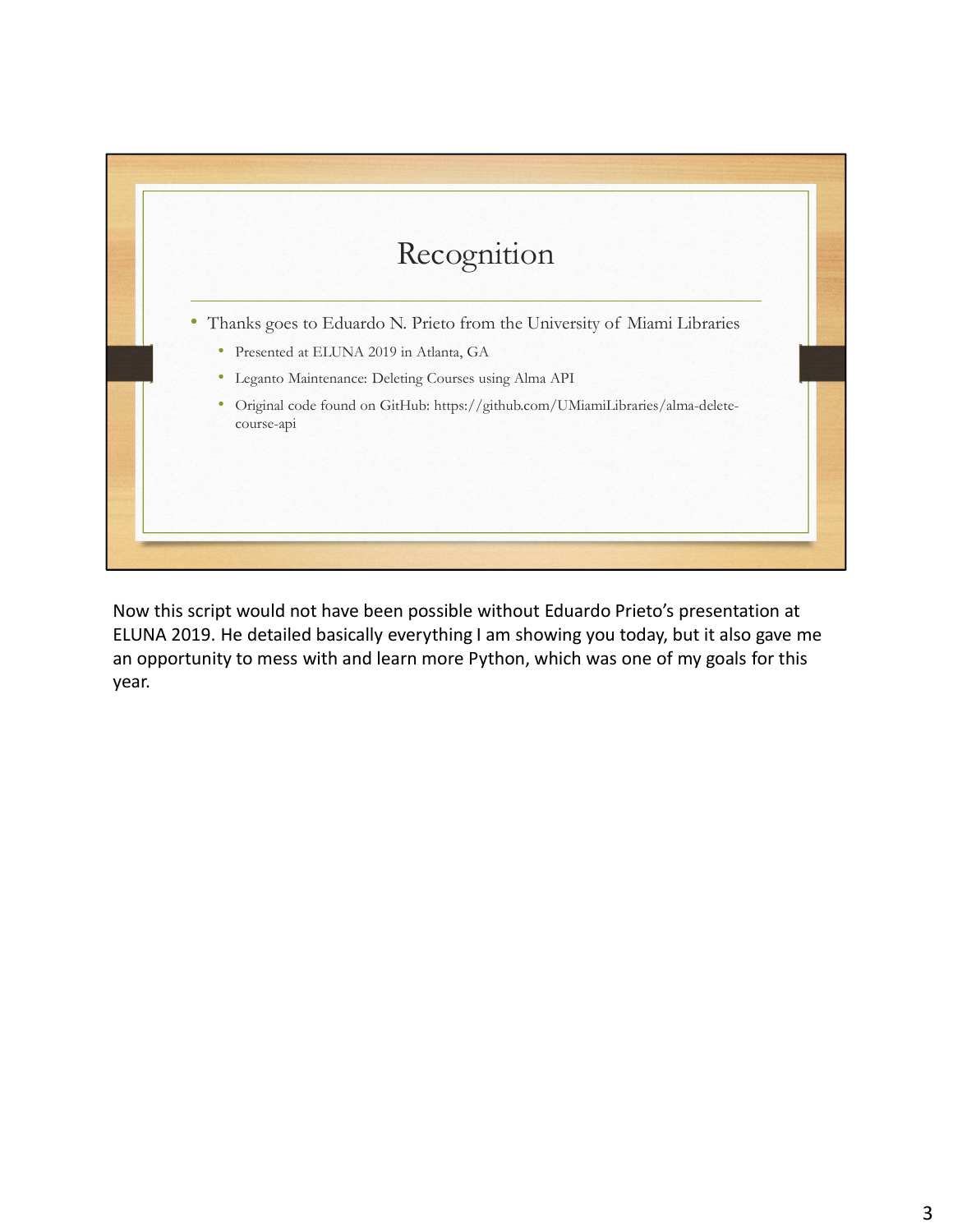# Recognition

- Thanks goes to Eduardo N. Prieto from the University of Miami Libraries
  - Presented at ELUNA 2019 in Atlanta, GA
  - Leganto Maintenance: Deleting Courses using Alma API
  - Original code found on GitHub: https://github.com/UMiamiLibraries/alma-delete-course-api

Now this script would not have been possible without Eduardo Prieto's presentation at ELUNA 2019. He detailed basically everything I am showing you today, but it also gave me an opportunity to mess with and learn more Python, which was one of my goals for this year.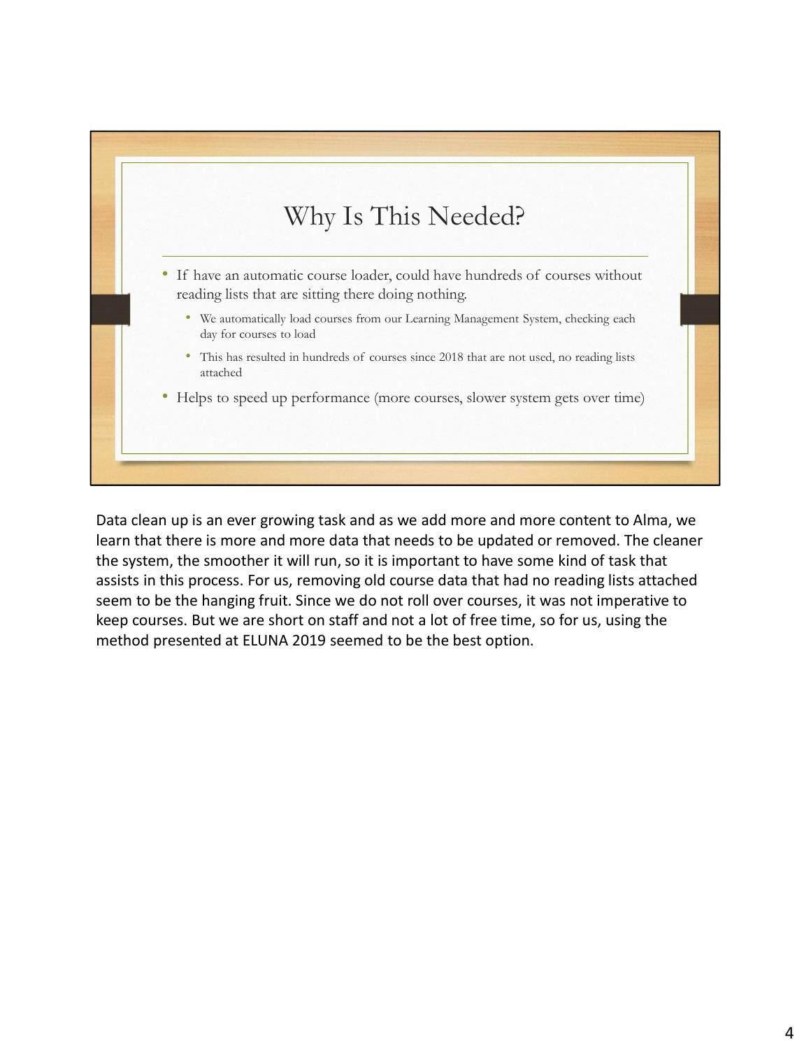# Why Is This Needed?

- If have an automatic course loader, could have hundreds of courses without reading lists that are sitting there doing nothing.
  - We automatically load courses from our Learning Management System, checking each day for courses to load
  - This has resulted in hundreds of courses since 2018 that are not used, no reading lists attached
- Helps to speed up performance (more courses, slower system gets over time)

Data clean up is an ever growing task and as we add more and more content to Alma, we learn that there is more and more data that needs to be updated or removed. The cleaner the system, the smoother it will run, so it is important to have some kind of task that assists in this process. For us, removing old course data that had no reading lists attached seem to be the hanging fruit. Since we do not roll over courses, it was not imperative to keep courses. But we are short on staff and not a lot of free time, so for us, using the method presented at ELUNA 2019 seemed to be the best option.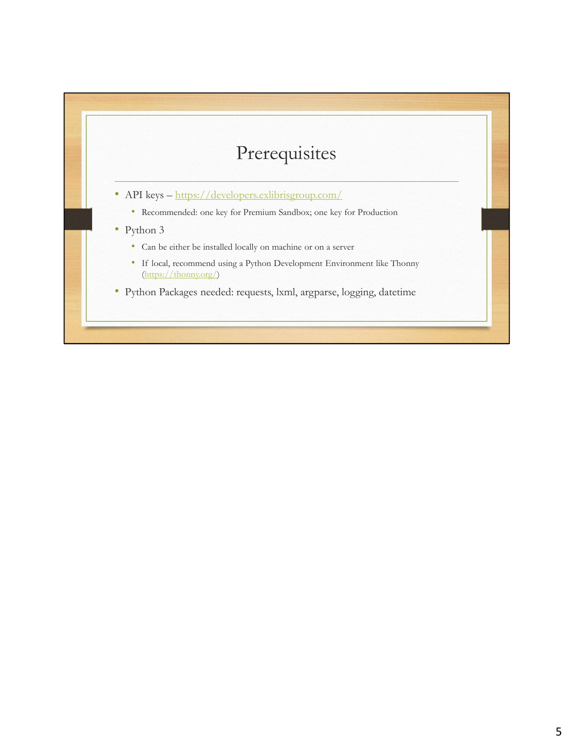# Prerequisites

- API keys – https://developers.exlibrisgroup.com/
  - Recommended: one key for Premium Sandbox; one key for Production
- Python 3
  - Can be either be installed locally on machine or on a server
  - If local, recommend using a Python Development Environment like Thonny (https://thonny.org/)
- Python Packages needed: requests, lxml, argparse, logging, datetime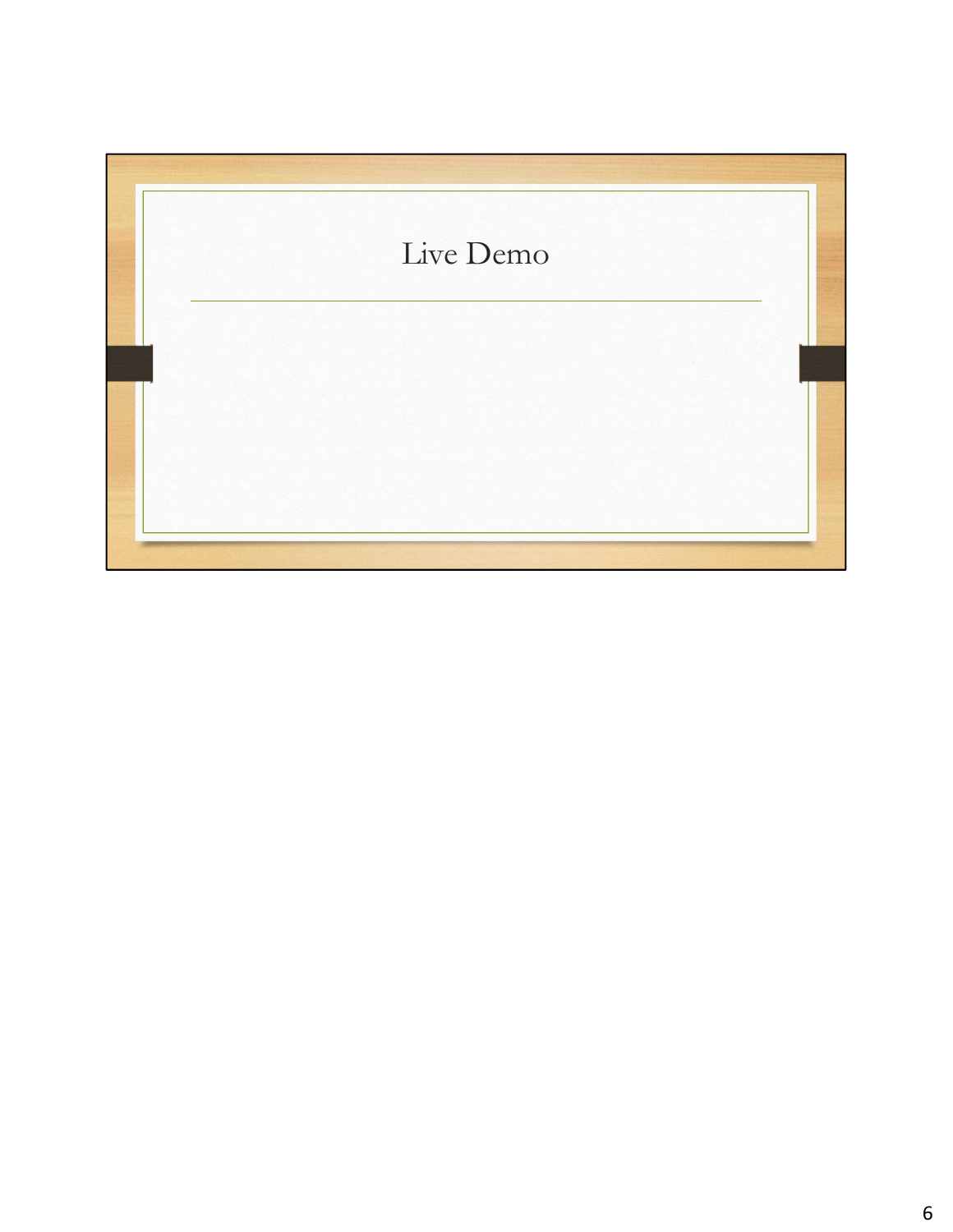# Live Demo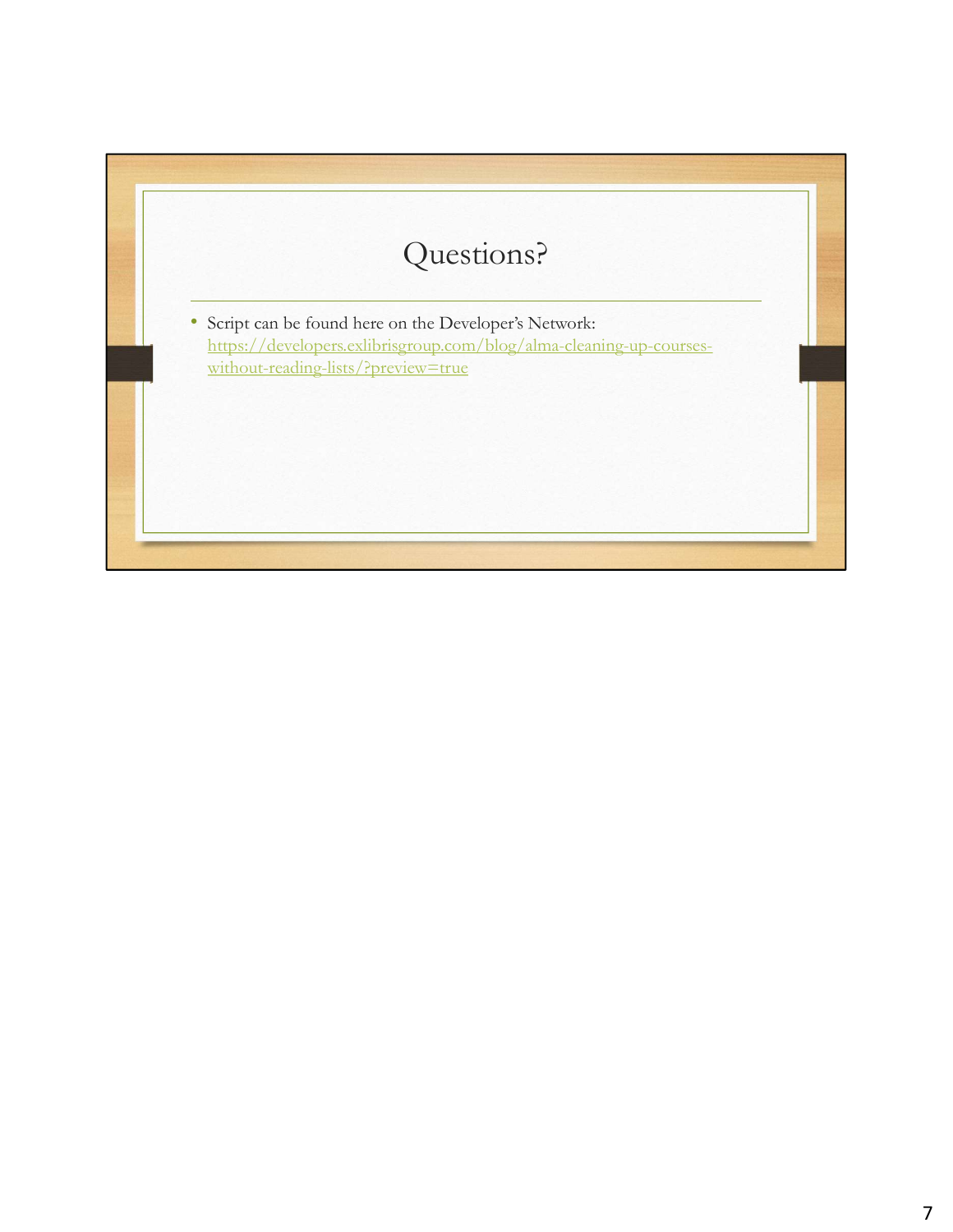# Questions?

- Script can be found here on the Developer's Network: https://developers.exlibrisgroup.com/blog/alma-cleaning-up-courses-without-reading-lists/?preview=true